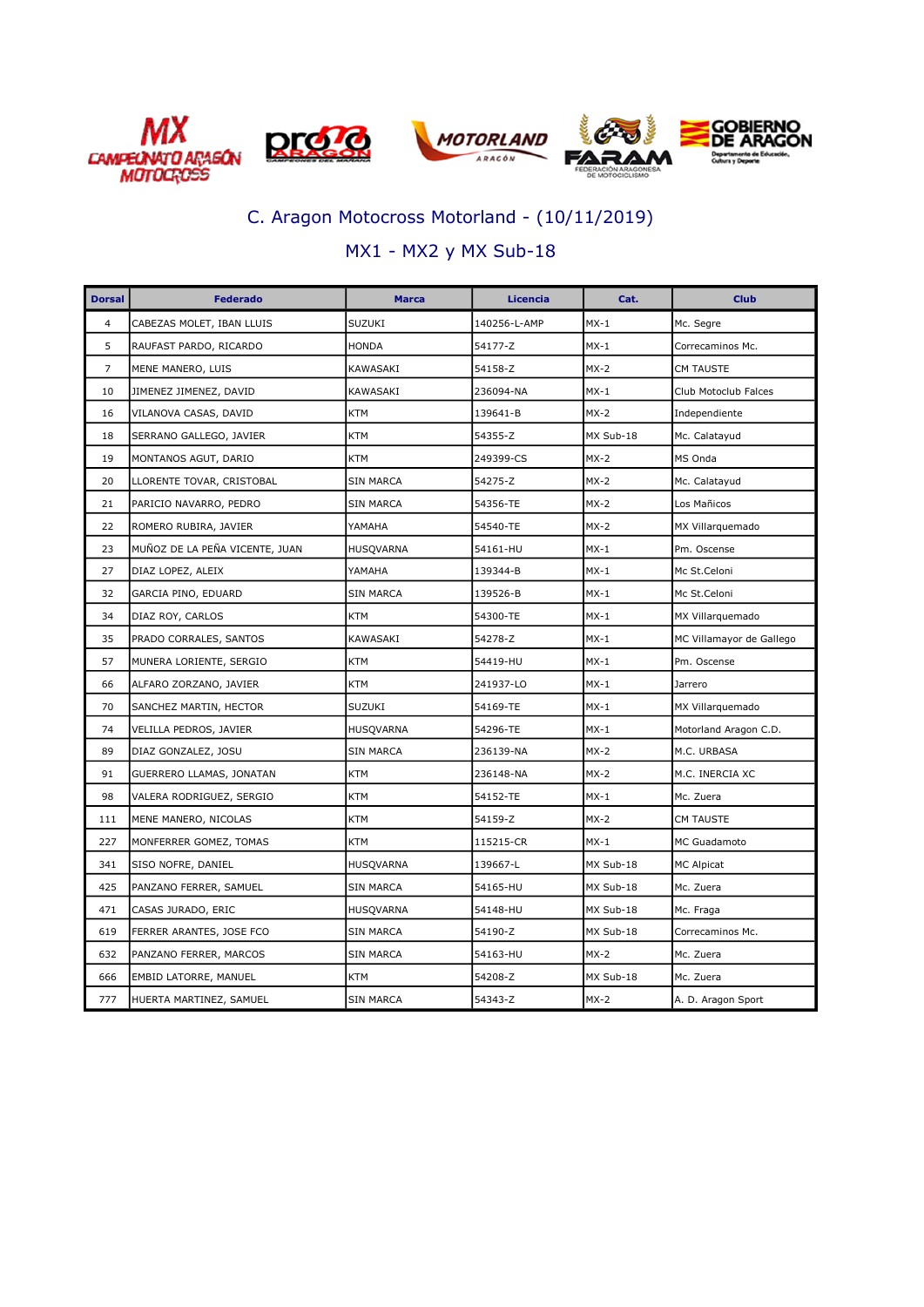# C. Aragon Motocross Motorland - (10/11/2019)

## MX1 - MX2 y MX Sub-18

| Dorsal | Federado | Marca | Licencia | Cat. | Club |
|---|---|---|---|---|---|
| 4 | CABEZAS MOLET, IBAN LLUIS | SUZUKI | 140256-L-AMP | MX-1 | Mc. Segre |
| 5 | RAUFAST PARDO, RICARDO | HONDA | 54177-Z | MX-1 | Correcaminos Mc. |
| 7 | MENE MANERO, LUIS | KAWASAKI | 54158-Z | MX-2 | CM TAUSTE |
| 10 | JIMENEZ JIMENEZ, DAVID | KAWASAKI | 236094-NA | MX-1 | Club Motoclub Falces |
| 16 | VILANOVA CASAS, DAVID | KTM | 139641-B | MX-2 | Independiente |
| 18 | SERRANO GALLEGO, JAVIER | KTM | 54355-Z | MX Sub-18 | Mc. Calatayud |
| 19 | MONTANOS AGUT, DARIO | KTM | 249399-CS | MX-2 | MS Onda |
| 20 | LLORENTE TOVAR, CRISTOBAL | SIN MARCA | 54275-Z | MX-2 | Mc. Calatayud |
| 21 | PARICIO NAVARRO, PEDRO | SIN MARCA | 54356-TE | MX-2 | Los Mañicos |
| 22 | ROMERO RUBIRA, JAVIER | YAMAHA | 54540-TE | MX-2 | MX Villarquemado |
| 23 | MUÑOZ DE LA PEÑA VICENTE, JUAN | HUSQVARNA | 54161-HU | MX-1 | Pm. Oscense |
| 27 | DIAZ LOPEZ, ALEIX | YAMAHA | 139344-B | MX-1 | Mc St.Celoni |
| 32 | GARCIA PINO, EDUARD | SIN MARCA | 139526-B | MX-1 | Mc St.Celoni |
| 34 | DIAZ ROY, CARLOS | KTM | 54300-TE | MX-1 | MX Villarquemado |
| 35 | PRADO CORRALES, SANTOS | KAWASAKI | 54278-Z | MX-1 | MC Villamayor de Gallego |
| 57 | MUNERA LORIENTE, SERGIO | KTM | 54419-HU | MX-1 | Pm. Oscense |
| 66 | ALFARO ZORZANO, JAVIER | KTM | 241937-LO | MX-1 | Jarrero |
| 70 | SANCHEZ MARTIN, HECTOR | SUZUKI | 54169-TE | MX-1 | MX Villarquemado |
| 74 | VELILLA PEDROS, JAVIER | HUSQVARNA | 54296-TE | MX-1 | Motorland Aragon C.D. |
| 89 | DIAZ GONZALEZ, JOSU | SIN MARCA | 236139-NA | MX-2 | M.C. URBASA |
| 91 | GUERRERO LLAMAS, JONATAN | KTM | 236148-NA | MX-2 | M.C. INERCIA XC |
| 98 | VALERA RODRIGUEZ, SERGIO | KTM | 54152-TE | MX-1 | Mc. Zuera |
| 111 | MENE MANERO, NICOLAS | KTM | 54159-Z | MX-2 | CM TAUSTE |
| 227 | MONFERRER GOMEZ, TOMAS | KTM | 115215-CR | MX-1 | MC Guadamoto |
| 341 | SISO NOFRE, DANIEL | HUSQVARNA | 139667-L | MX Sub-18 | MC Alpicat |
| 425 | PANZANO FERRER, SAMUEL | SIN MARCA | 54165-HU | MX Sub-18 | Mc. Zuera |
| 471 | CASAS JURADO, ERIC | HUSQVARNA | 54148-HU | MX Sub-18 | Mc. Fraga |
| 619 | FERRER ARANTES, JOSE FCO | SIN MARCA | 54190-Z | MX Sub-18 | Correcaminos Mc. |
| 632 | PANZANO FERRER, MARCOS | SIN MARCA | 54163-HU | MX-2 | Mc. Zuera |
| 666 | EMBID LATORRE, MANUEL | KTM | 54208-Z | MX Sub-18 | Mc. Zuera |
| 777 | HUERTA MARTINEZ, SAMUEL | SIN MARCA | 54343-Z | MX-2 | A. D. Aragon Sport |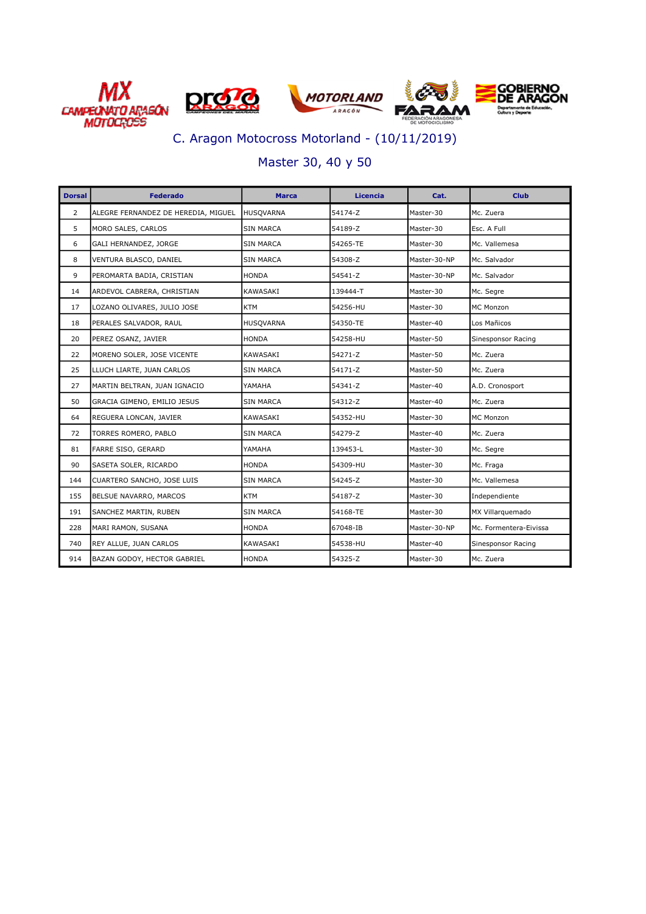# C. Aragon Motocross Motorland - (10/11/2019)

## Master 30, 40 y 50

| Dorsal | Federado | Marca | Licencia | Cat. | Club |
|---|---|---|---|---|---|
| 2 | ALEGRE FERNANDEZ DE HEREDIA, MIGUEL | HUSQVARNA | 54174-Z | Master-30 | Mc. Zuera |
| 5 | MORO SALES, CARLOS | SIN MARCA | 54189-Z | Master-30 | Esc. A Full |
| 6 | GALI HERNANDEZ, JORGE | SIN MARCA | 54265-TE | Master-30 | Mc. Vallemesa |
| 8 | VENTURA BLASCO, DANIEL | SIN MARCA | 54308-Z | Master-30-NP | Mc. Salvador |
| 9 | PEROMARTA BADIA, CRISTIAN | HONDA | 54541-Z | Master-30-NP | Mc. Salvador |
| 14 | ARDEVOL CABRERA, CHRISTIAN | KAWASAKI | 139444-T | Master-30 | Mc. Segre |
| 17 | LOZANO OLIVARES, JULIO JOSE | KTM | 54256-HU | Master-30 | MC Monzon |
| 18 | PERALES SALVADOR, RAUL | HUSQVARNA | 54350-TE | Master-40 | Los Mañicos |
| 20 | PEREZ OSANZ, JAVIER | HONDA | 54258-HU | Master-50 | Sinesponsor Racing |
| 22 | MORENO SOLER, JOSE VICENTE | KAWASAKI | 54271-Z | Master-50 | Mc. Zuera |
| 25 | LLUCH LIARTE, JUAN CARLOS | SIN MARCA | 54171-Z | Master-50 | Mc. Zuera |
| 27 | MARTIN BELTRAN, JUAN IGNACIO | YAMAHA | 54341-Z | Master-40 | A.D. Cronosport |
| 50 | GRACIA GIMENO, EMILIO JESUS | SIN MARCA | 54312-Z | Master-40 | Mc. Zuera |
| 64 | REGUERA LONCAN, JAVIER | KAWASAKI | 54352-HU | Master-30 | MC Monzon |
| 72 | TORRES ROMERO, PABLO | SIN MARCA | 54279-Z | Master-40 | Mc. Zuera |
| 81 | FARRE SISO, GERARD | YAMAHA | 139453-L | Master-30 | Mc. Segre |
| 90 | SASETA SOLER, RICARDO | HONDA | 54309-HU | Master-30 | Mc. Fraga |
| 144 | CUARTERO SANCHO, JOSE LUIS | SIN MARCA | 54245-Z | Master-30 | Mc. Vallemesa |
| 155 | BELSUE NAVARRO, MARCOS | KTM | 54187-Z | Master-30 | Independiente |
| 191 | SANCHEZ MARTIN, RUBEN | SIN MARCA | 54168-TE | Master-30 | MX Villarquemado |
| 228 | MARI RAMON, SUSANA | HONDA | 67048-IB | Master-30-NP | Mc. Formentera-Eivissa |
| 740 | REY ALLUE, JUAN CARLOS | KAWASAKI | 54538-HU | Master-40 | Sinesponsor Racing |
| 914 | BAZAN GODOY, HECTOR GABRIEL | HONDA | 54325-Z | Master-30 | Mc. Zuera |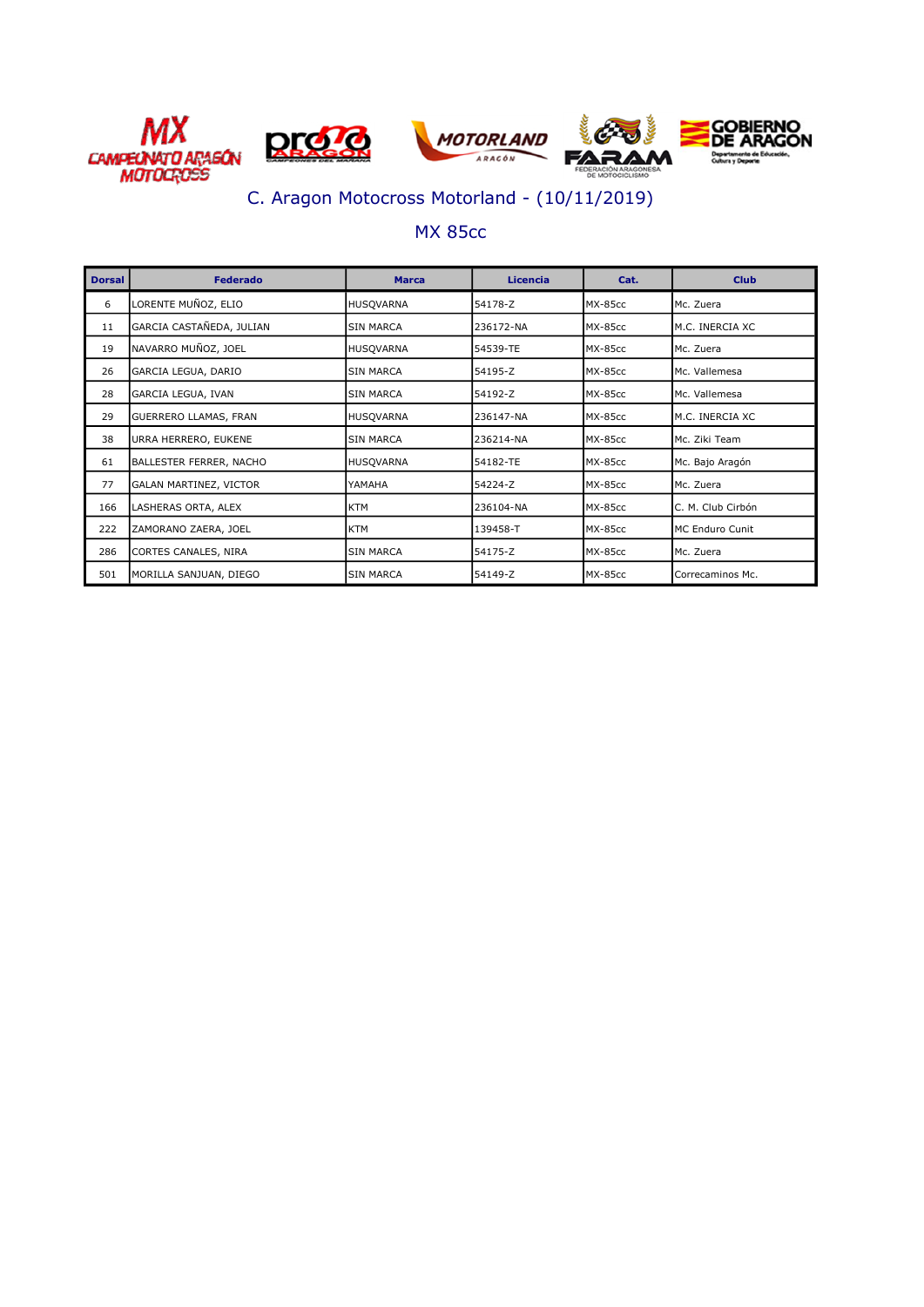## C. Aragon Motocross Motorland - (10/11/2019)

### MX 85cc

| Dorsal | Federado | Marca | Licencia | Cat. | Club |
|---|---|---|---|---|---|
| 6 | LORENTE MUÑOZ, ELIO | HUSQVARNA | 54178-Z | MX-85cc | Mc. Zuera |
| 11 | GARCIA CASTAÑEDA, JULIAN | SIN MARCA | 236172-NA | MX-85cc | M.C. INERCIA XC |
| 19 | NAVARRO MUÑOZ, JOEL | HUSQVARNA | 54539-TE | MX-85cc | Mc. Zuera |
| 26 | GARCIA LEGUA, DARIO | SIN MARCA | 54195-Z | MX-85cc | Mc. Vallemesa |
| 28 | GARCIA LEGUA, IVAN | SIN MARCA | 54192-Z | MX-85cc | Mc. Vallemesa |
| 29 | GUERRERO LLAMAS, FRAN | HUSQVARNA | 236147-NA | MX-85cc | M.C. INERCIA XC |
| 38 | URRA HERRERO, EUKENE | SIN MARCA | 236214-NA | MX-85cc | Mc. Ziki Team |
| 61 | BALLESTER FERRER, NACHO | HUSQVARNA | 54182-TE | MX-85cc | Mc. Bajo Aragón |
| 77 | GALAN MARTINEZ, VICTOR | YAMAHA | 54224-Z | MX-85cc | Mc. Zuera |
| 166 | LASHERAS ORTA, ALEX | KTM | 236104-NA | MX-85cc | C. M. Club Cirbón |
| 222 | ZAMORANO ZAERA, JOEL | KTM | 139458-T | MX-85cc | MC Enduro Cunit |
| 286 | CORTES CANALES, NIRA | SIN MARCA | 54175-Z | MX-85cc | Mc. Zuera |
| 501 | MORILLA SANJUAN, DIEGO | SIN MARCA | 54149-Z | MX-85cc | Correcaminos Mc. |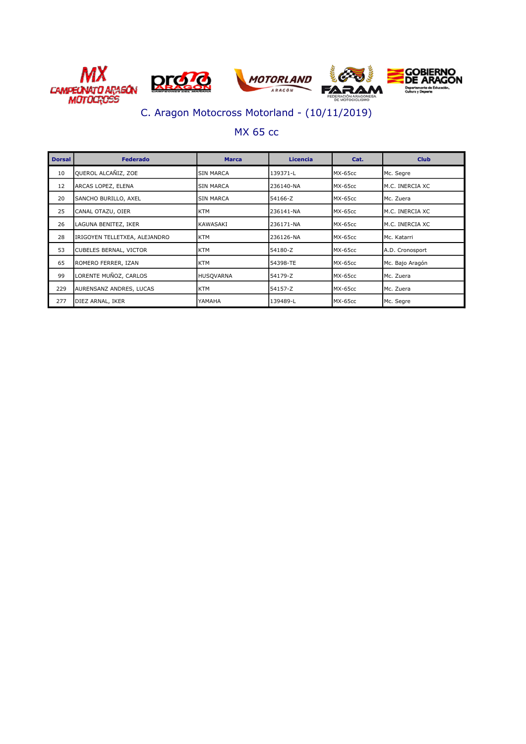C. Aragon Motocross Motorland - (10/11/2019)

MX 65 cc

| Dorsal | Federado | Marca | Licencia | Cat. | Club |
|---|---|---|---|---|---|
| 10 | QUEROL ALCAÑIZ, ZOE | SIN MARCA | 139371-L | MX-65cc | Mc. Segre |
| 12 | ARCAS LOPEZ, ELENA | SIN MARCA | 236140-NA | MX-65cc | M.C. INERCIA XC |
| 20 | SANCHO BURILLO, AXEL | SIN MARCA | 54166-Z | MX-65cc | Mc. Zuera |
| 25 | CANAL OTAZU, OIER | KTM | 236141-NA | MX-65cc | M.C. INERCIA XC |
| 26 | LAGUNA BENITEZ, IKER | KAWASAKI | 236171-NA | MX-65cc | M.C. INERCIA XC |
| 28 | IRIGOYEN TELLETXEA, ALEJANDRO | KTM | 236126-NA | MX-65cc | Mc. Katarri |
| 53 | CUBELES BERNAL, VICTOR | KTM | 54180-Z | MX-65cc | A.D. Cronosport |
| 65 | ROMERO FERRER, IZAN | KTM | 54398-TE | MX-65cc | Mc. Bajo Aragón |
| 99 | LORENTE MUÑOZ, CARLOS | HUSQVARNA | 54179-Z | MX-65cc | Mc. Zuera |
| 229 | AURENSANZ ANDRES, LUCAS | KTM | 54157-Z | MX-65cc | Mc. Zuera |
| 277 | DIEZ ARNAL, IKER | YAMAHA | 139489-L | MX-65cc | Mc. Segre |